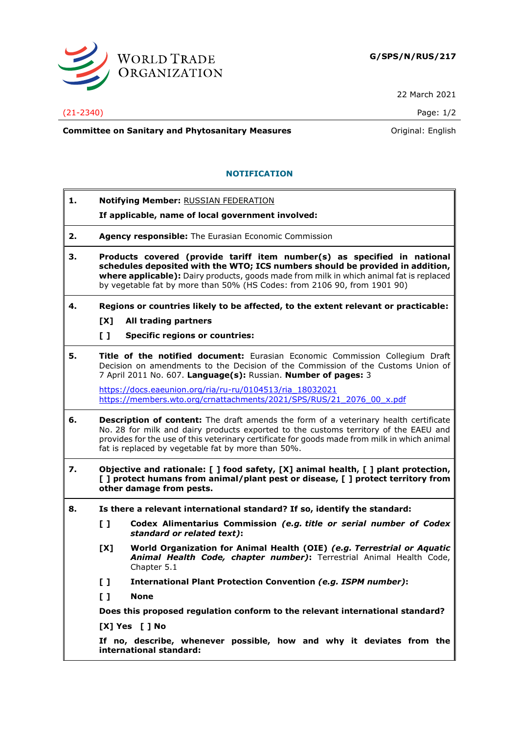**G/SPS/N/RUS/217**

22 March 2021

(21-2340)

**Committee on Sanitary and Phytosanitary Measures**

Original: English

## NOTIFICATION

**1. Notifying Member:** RUSSIAN FEDERATION

**If applicable, name of local government involved:**

**2. Agency responsible:** The Eurasian Economic Commission

**3. Products covered (provide tariff item number(s) as specified in national schedules deposited with the WTO; ICS numbers should be provided in addition, where applicable):** Dairy products, goods made from milk in which animal fat is replaced by vegetable fat by more than 50% (HS Codes: from 2106 90, from 1901 90)

**4. Regions or countries likely to be affected, to the extent relevant or practicable:**

**[X] All trading partners**

**[ ] Specific regions or countries:**

**5. Title of the notified document:** Eurasian Economic Commission Collegium Draft Decision on amendments to the Decision of the Commission of the Customs Union of 7 April 2011 No. 607. **Language(s):** Russian. **Number of pages:** 3

https://docs.eaeunion.org/ria/ru-ru/0104513/ria_18032021
https://members.wto.org/crnattachments/2021/SPS/RUS/21_2076_00_x.pdf

**6. Description of content:** The draft amends the form of a veterinary health certificate No. 28 for milk and dairy products exported to the customs territory of the EAEU and provides for the use of this veterinary certificate for goods made from milk in which animal fat is replaced by vegetable fat by more than 50%.

**7. Objective and rationale: [ ] food safety, [X] animal health, [ ] plant protection, [ ] protect humans from animal/plant pest or disease, [ ] protect territory from other damage from pests.**

**8. Is there a relevant international standard? If so, identify the standard:**

**[ ] Codex Alimentarius Commission *(e.g. title or serial number of Codex standard or related text)*:**

**[X] World Organization for Animal Health (OIE) *(e.g. Terrestrial or Aquatic Animal Health Code, chapter number)*:** Terrestrial Animal Health Code, Chapter 5.1

**[ ] International Plant Protection Convention *(e.g. ISPM number)*:**

**[ ] None**

**Does this proposed regulation conform to the relevant international standard?**

**[X] Yes [ ] No**

**If no, describe, whenever possible, how and why it deviates from the international standard:**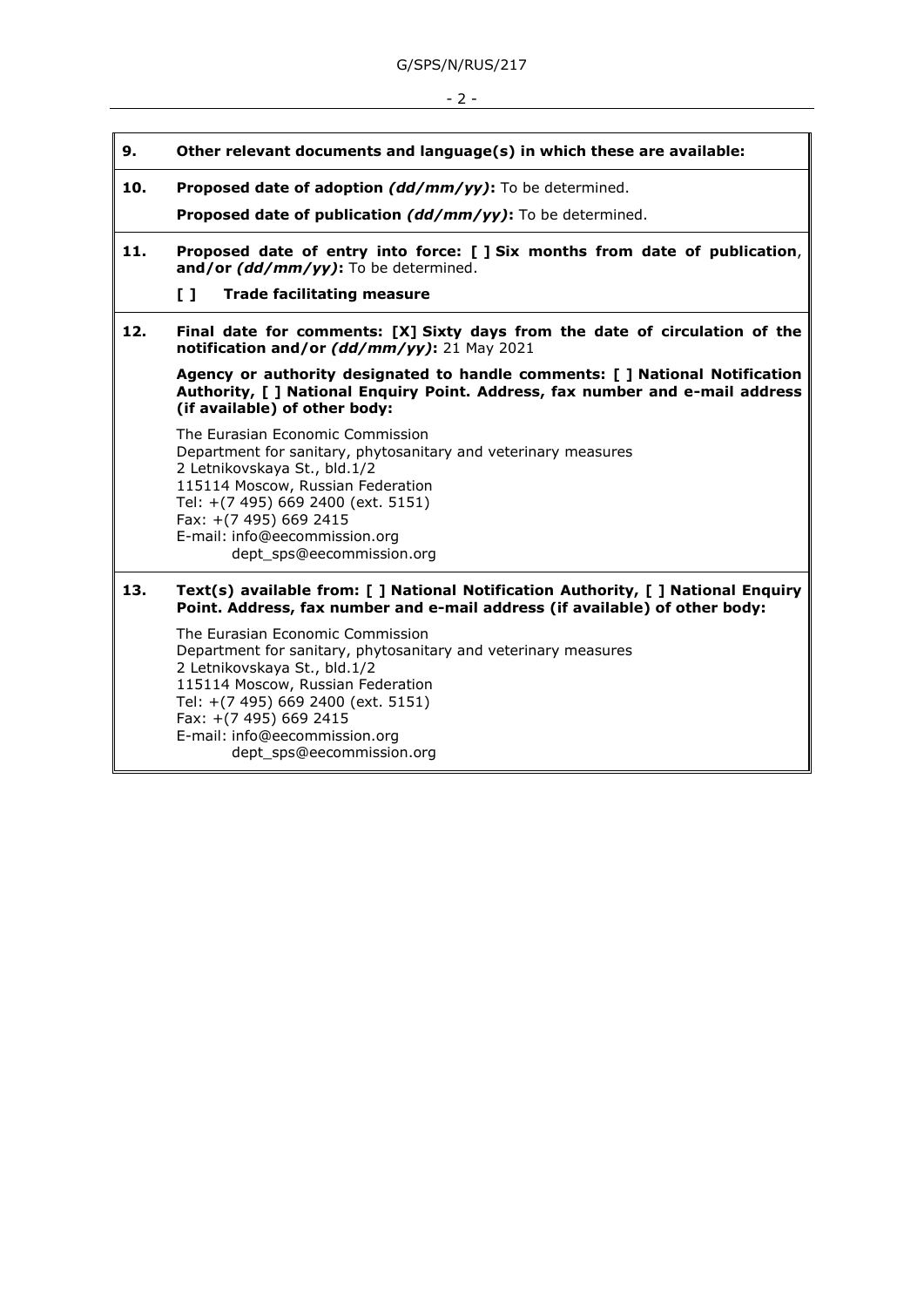**9. Other relevant documents and language(s) in which these are available:**

**10. Proposed date of adoption *(dd/mm/yy)*:** To be determined.

**Proposed date of publication *(dd/mm/yy)*:** To be determined.

**11. Proposed date of entry into force: [ ] Six months from date of publication, and/or *(dd/mm/yy)*:** To be determined.

**[ ] Trade facilitating measure**

**12. Final date for comments: [X] Sixty days from the date of circulation of the notification and/or *(dd/mm/yy)*:** 21 May 2021

**Agency or authority designated to handle comments: [ ] National Notification Authority, [ ] National Enquiry Point. Address, fax number and e-mail address (if available) of other body:**

The Eurasian Economic Commission
Department for sanitary, phytosanitary and veterinary measures
2 Letnikovskaya St., bld.1/2
115114 Moscow, Russian Federation
Tel: +(7 495) 669 2400 (ext. 5151)
Fax: +(7 495) 669 2415
E-mail: info@eecommission.org
dept_sps@eecommission.org

**13. Text(s) available from: [ ] National Notification Authority, [ ] National Enquiry Point. Address, fax number and e-mail address (if available) of other body:**

The Eurasian Economic Commission
Department for sanitary, phytosanitary and veterinary measures
2 Letnikovskaya St., bld.1/2
115114 Moscow, Russian Federation
Tel: +(7 495) 669 2400 (ext. 5151)
Fax: +(7 495) 669 2415
E-mail: info@eecommission.org
dept_sps@eecommission.org